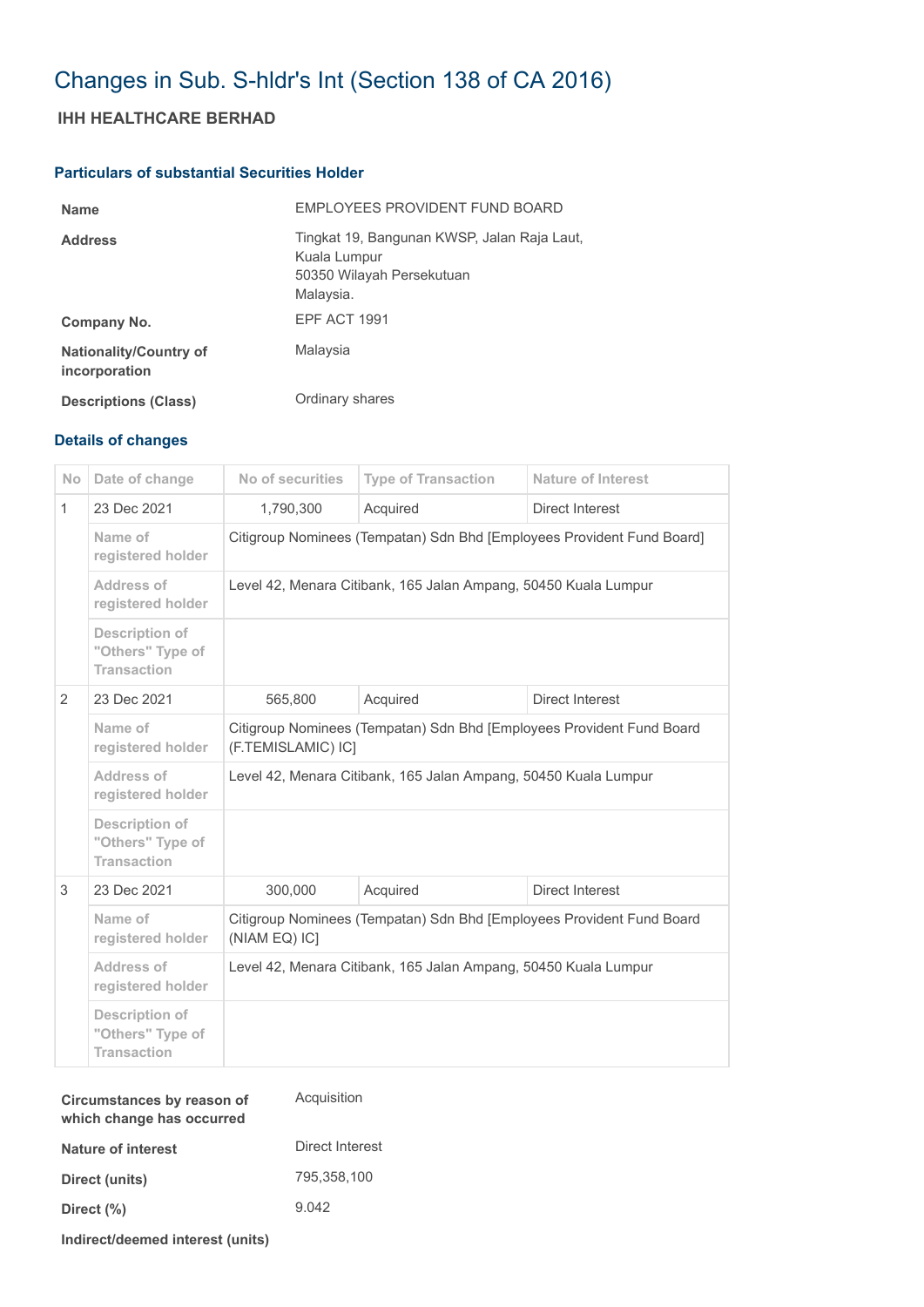# Changes in Sub. S-hldr's Int (Section 138 of CA 2016)

## IHH HEALTHCARE BERHAD

### Particulars of substantial Securities Holder

| | |
|---|---|
| **Name** | EMPLOYEES PROVIDENT FUND BOARD |
| **Address** | Tingkat 19, Bangunan KWSP, Jalan Raja Laut, Kuala Lumpur 50350 Wilayah Persekutuan Malaysia. |
| **Company No.** | EPF ACT 1991 |
| **Nationality/Country of incorporation** | Malaysia |
| **Descriptions (Class)** | Ordinary shares |

### Details of changes

| No | Date of change | No of securities | Type of Transaction | Nature of Interest |
|---|---|---|---|---|
| 1 | 23 Dec 2021 | 1,790,300 | Acquired | Direct Interest |
| | Name of registered holder | Citigroup Nominees (Tempatan) Sdn Bhd [Employees Provident Fund Board] | | |
| | Address of registered holder | Level 42, Menara Citibank, 165 Jalan Ampang, 50450 Kuala Lumpur | | |
| | Description of "Others" Type of Transaction | | | |
| 2 | 23 Dec 2021 | 565,800 | Acquired | Direct Interest |
| | Name of registered holder | Citigroup Nominees (Tempatan) Sdn Bhd [Employees Provident Fund Board (F.TEMISLAMIC) IC] | | |
| | Address of registered holder | Level 42, Menara Citibank, 165 Jalan Ampang, 50450 Kuala Lumpur | | |
| | Description of "Others" Type of Transaction | | | |
| 3 | 23 Dec 2021 | 300,000 | Acquired | Direct Interest |
| | Name of registered holder | Citigroup Nominees (Tempatan) Sdn Bhd [Employees Provident Fund Board (NIAM EQ) IC] | | |
| | Address of registered holder | Level 42, Menara Citibank, 165 Jalan Ampang, 50450 Kuala Lumpur | | |
| | Description of "Others" Type of Transaction | | | |

| | |
|---|---|
| **Circumstances by reason of which change has occurred** | Acquisition |
| **Nature of interest** | Direct Interest |
| **Direct (units)** | 795,358,100 |
| **Direct (%)** | 9.042 |
| **Indirect/deemed interest (units)** | |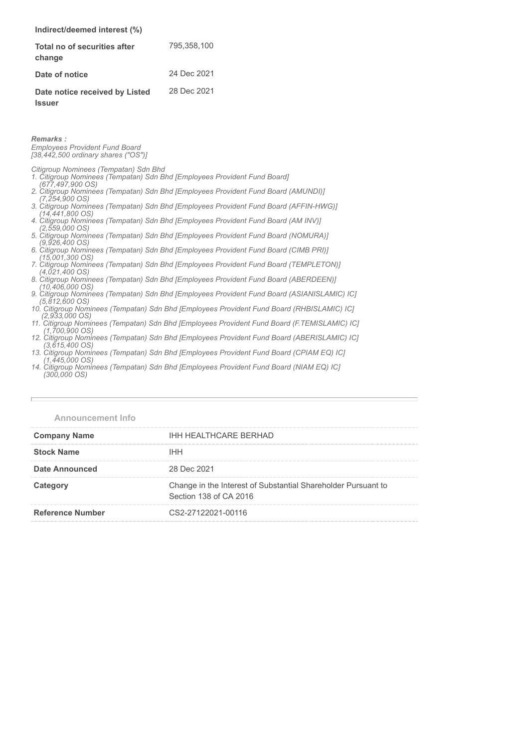| | |
|---|---|
| **Indirect/deemed interest (%)** | |
| **Total no of securities after change** | 795,358,100 |
| **Date of notice** | 24 Dec 2021 |
| **Date notice received by Listed Issuer** | 28 Dec 2021 |

***Remarks :***

*Employees Provident Fund Board*
*[38,442,500 ordinary shares ("OS")]*

*Citigroup Nominees (Tempatan) Sdn Bhd*
1. *Citigroup Nominees (Tempatan) Sdn Bhd [Employees Provident Fund Board] (677,497,900 OS)*
2. *Citigroup Nominees (Tempatan) Sdn Bhd [Employees Provident Fund Board (AMUNDI)] (7,254,900 OS)*
3. *Citigroup Nominees (Tempatan) Sdn Bhd [Employees Provident Fund Board (AFFIN-HWG)] (14,441,800 OS)*
4. *Citigroup Nominees (Tempatan) Sdn Bhd [Employees Provident Fund Board (AM INV)] (2,559,000 OS)*
5. *Citigroup Nominees (Tempatan) Sdn Bhd [Employees Provident Fund Board (NOMURA)] (9,926,400 OS)*
6. *Citigroup Nominees (Tempatan) Sdn Bhd [Employees Provident Fund Board (CIMB PRI)] (15,001,300 OS)*
7. *Citigroup Nominees (Tempatan) Sdn Bhd [Employees Provident Fund Board (TEMPLETON)] (4,021,400 OS)*
8. *Citigroup Nominees (Tempatan) Sdn Bhd [Employees Provident Fund Board (ABERDEEN)] (10,406,000 OS)*
9. *Citigroup Nominees (Tempatan) Sdn Bhd [Employees Provident Fund Board (ASIANISLAMIC) IC] (5,812,600 OS)*
10. *Citigroup Nominees (Tempatan) Sdn Bhd [Employees Provident Fund Board (RHBISLAMIC) IC] (2,933,000 OS)*
11. *Citigroup Nominees (Tempatan) Sdn Bhd [Employees Provident Fund Board (F.TEMISLAMIC) IC] (1,700,900 OS)*
12. *Citigroup Nominees (Tempatan) Sdn Bhd [Employees Provident Fund Board (ABERISLAMIC) IC] (3,615,400 OS)*
13. *Citigroup Nominees (Tempatan) Sdn Bhd [Employees Provident Fund Board (CPIAM EQ) IC] (1,445,000 OS)*
14. *Citigroup Nominees (Tempatan) Sdn Bhd [Employees Provident Fund Board (NIAM EQ) IC] (300,000 OS)*

### Announcement Info

| | |
|---|---|
| **Company Name** | IHH HEALTHCARE BERHAD |
| **Stock Name** | IHH |
| **Date Announced** | 28 Dec 2021 |
| **Category** | Change in the Interest of Substantial Shareholder Pursuant to Section 138 of CA 2016 |
| **Reference Number** | CS2-27122021-00116 |